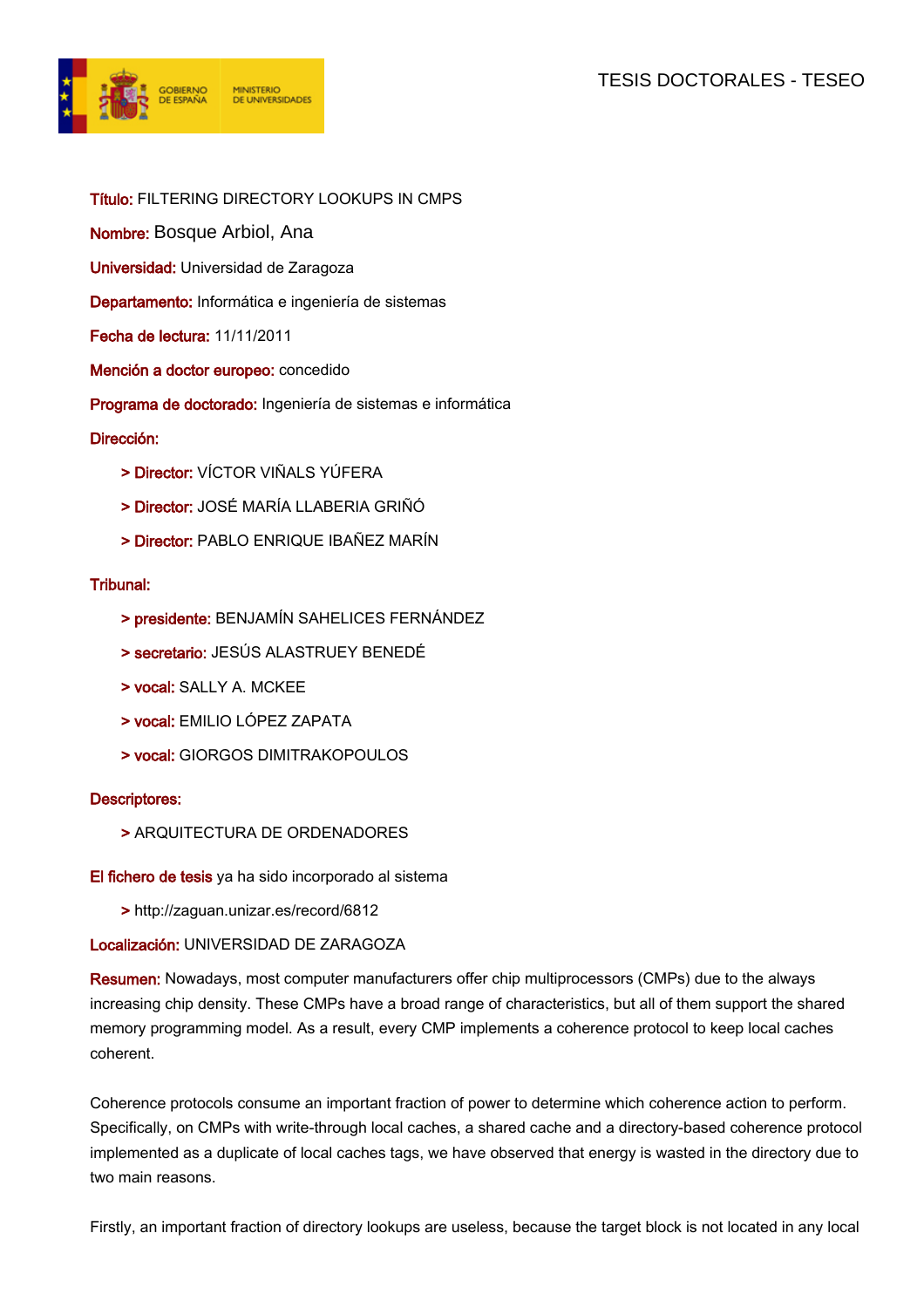**Título:** FILTERING DIRECTORY LOOKUPS IN CMPS

**Nombre:** Bosque Arbiol, Ana

**Universidad:** Universidad de Zaragoza

**Departamento:** Informática e ingeniería de sistemas

**Fecha de lectura:** 11/11/2011

**Mención a doctor europeo:** concedido

**Programa de doctorado:** Ingeniería de sistemas e informática

**Dirección:**

- **> Director:** VÍCTOR VIÑALS YÚFERA
- **> Director:** JOSÉ MARÍA LLABERIA GRIÑÓ
- **> Director:** PABLO ENRIQUE IBAÑEZ MARÍN

**Tribunal:**

- **> presidente:** BENJAMÍN SAHELICES FERNÁNDEZ
- **> secretario:** JESÚS ALASTRUEY BENEDÉ
- **> vocal:** SALLY A. MCKEE
- **> vocal:** EMILIO LÓPEZ ZAPATA
- **> vocal:** GIORGOS DIMITRAKOPOULOS

**Descriptores:**

- > ARQUITECTURA DE ORDENADORES

**El fichero de tesis** ya ha sido incorporado al sistema

- > http://zaguan.unizar.es/record/6812

**Localización:** UNIVERSIDAD DE ZARAGOZA

**Resumen:** Nowadays, most computer manufacturers offer chip multiprocessors (CMPs) due to the always increasing chip density. These CMPs have a broad range of characteristics, but all of them support the shared memory programming model. As a result, every CMP implements a coherence protocol to keep local caches coherent.

Coherence protocols consume an important fraction of power to determine which coherence action to perform. Specifically, on CMPs with write-through local caches, a shared cache and a directory-based coherence protocol implemented as a duplicate of local caches tags, we have observed that energy is wasted in the directory due to two main reasons.

Firstly, an important fraction of directory lookups are useless, because the target block is not located in any local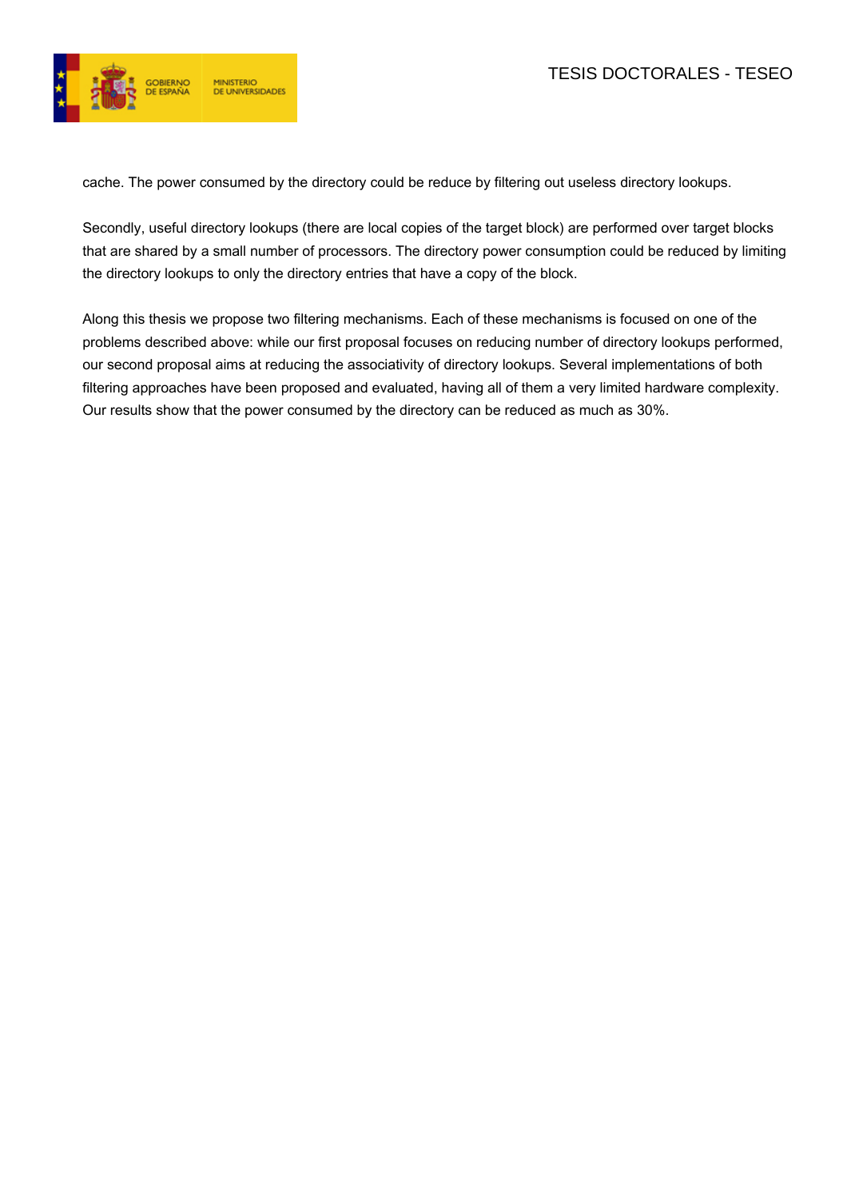cache. The power consumed by the directory could be reduce by filtering out useless directory lookups.

Secondly, useful directory lookups (there are local copies of the target block) are performed over target blocks that are shared by a small number of processors. The directory power consumption could be reduced by limiting the directory lookups to only the directory entries that have a copy of the block.

Along this thesis we propose two filtering mechanisms. Each of these mechanisms is focused on one of the problems described above: while our first proposal focuses on reducing number of directory lookups performed, our second proposal aims at reducing the associativity of directory lookups. Several implementations of both filtering approaches have been proposed and evaluated, having all of them a very limited hardware complexity. Our results show that the power consumed by the directory can be reduced as much as 30%.